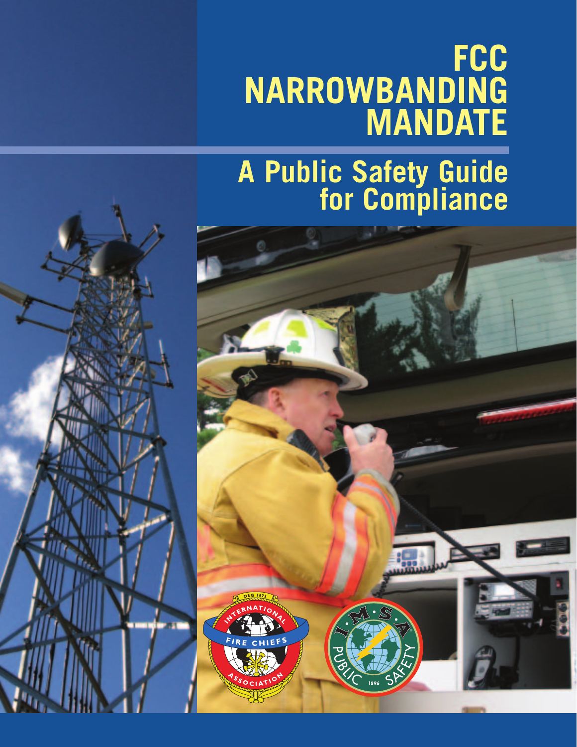# FCC NARROWBANDING MANDATE

## A Public Safety Guide for Compliance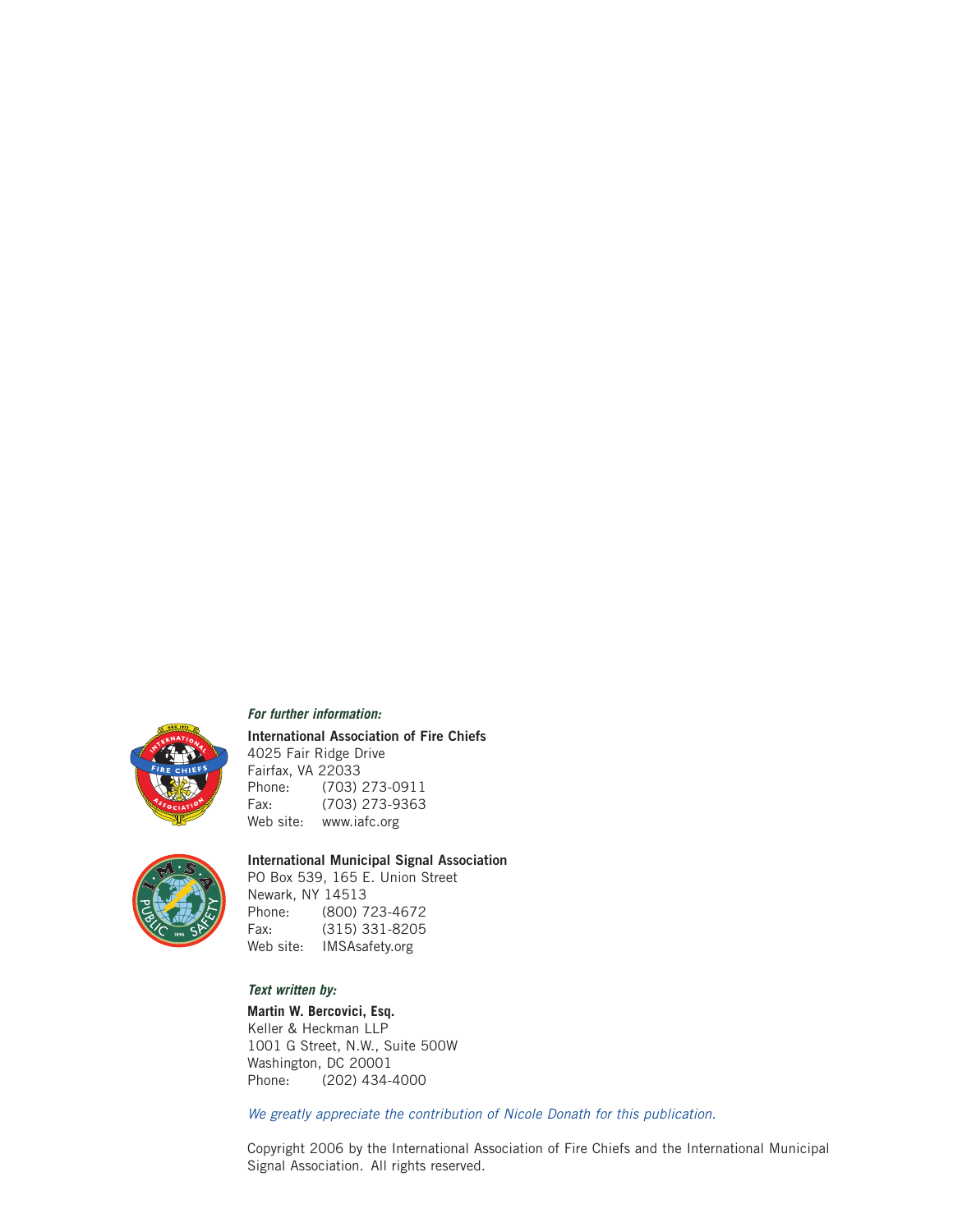*For further information:*

**International Association of Fire Chiefs**
4025 Fair Ridge Drive
Fairfax, VA 22033
Phone: (703) 273-0911
Fax: (703) 273-9363
Web site: www.iafc.org

**International Municipal Signal Association**
PO Box 539, 165 E. Union Street
Newark, NY 14513
Phone: (800) 723-4672
Fax: (315) 331-8205
Web site: IMSAsafety.org

*Text written by:*

**Martin W. Bercovici, Esq.**
Keller & Heckman LLP
1001 G Street, N.W., Suite 500W
Washington, DC 20001
Phone: (202) 434-4000

*We greatly appreciate the contribution of Nicole Donath for this publication.*

Copyright 2006 by the International Association of Fire Chiefs and the International Municipal Signal Association. All rights reserved.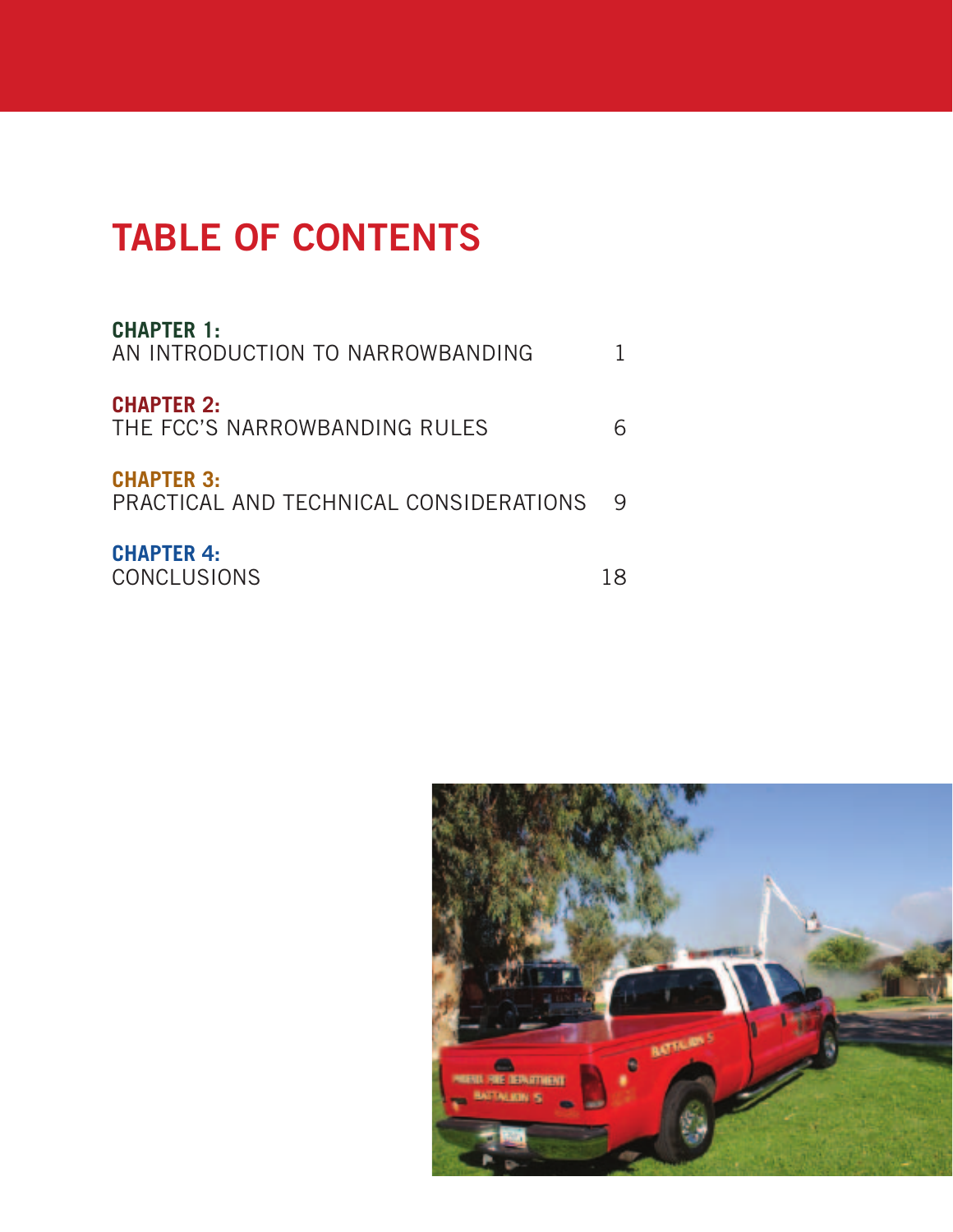# TABLE OF CONTENTS

**CHAPTER 1:**
AN INTRODUCTION TO NARROWBANDING 1

**CHAPTER 2:**
THE FCC'S NARROWBANDING RULES 6

**CHAPTER 3:**
PRACTICAL AND TECHNICAL CONSIDERATIONS 9

**CHAPTER 4:**
CONCLUSIONS 18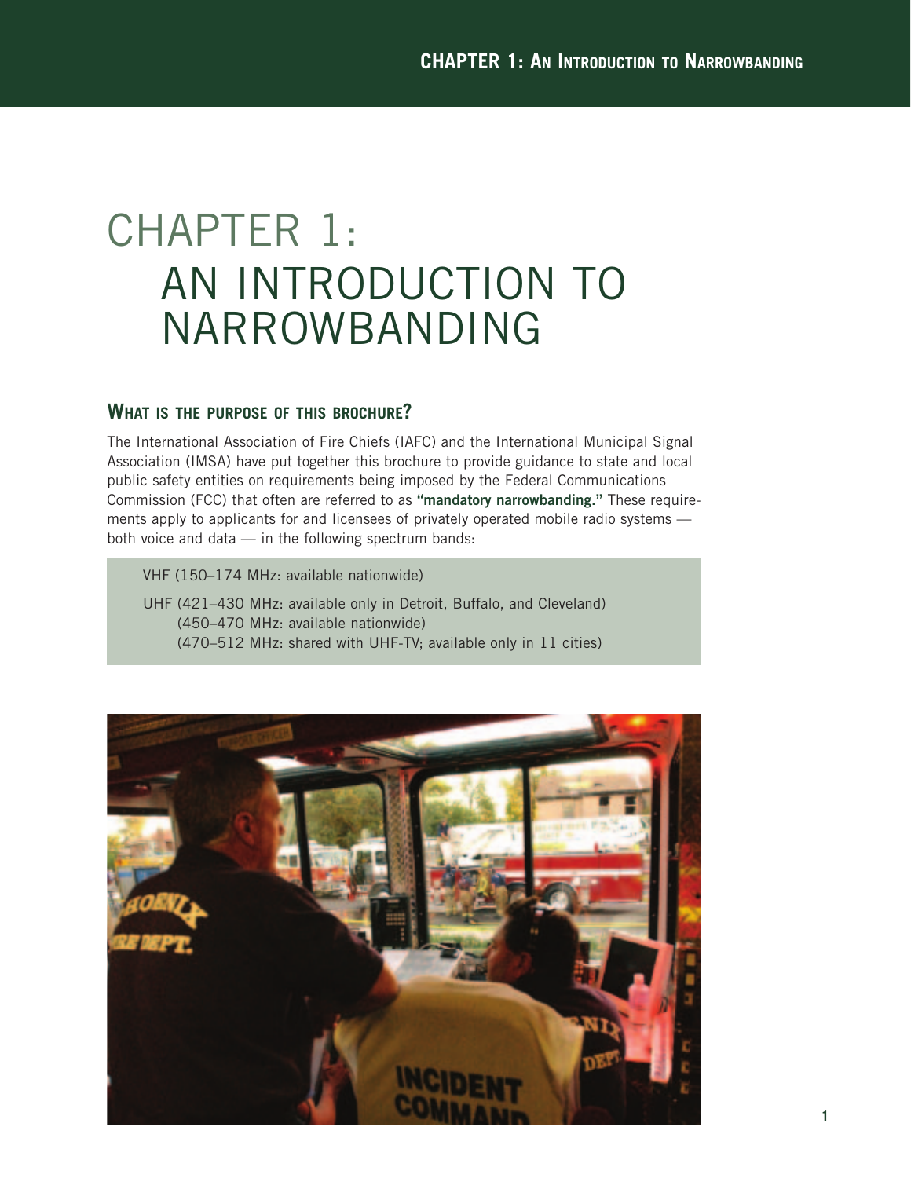# CHAPTER 1: AN INTRODUCTION TO NARROWBANDING

## WHAT IS THE PURPOSE OF THIS BROCHURE?

The International Association of Fire Chiefs (IAFC) and the International Municipal Signal Association (IMSA) have put together this brochure to provide guidance to state and local public safety entities on requirements being imposed by the Federal Communications Commission (FCC) that often are referred to as **"mandatory narrowbanding."** These requirements apply to applicants for and licensees of privately operated mobile radio systems — both voice and data — in the following spectrum bands:

VHF (150–174 MHz: available nationwide)

UHF (421–430 MHz: available only in Detroit, Buffalo, and Cleveland)
(450–470 MHz: available nationwide)
(470–512 MHz: shared with UHF-TV; available only in 11 cities)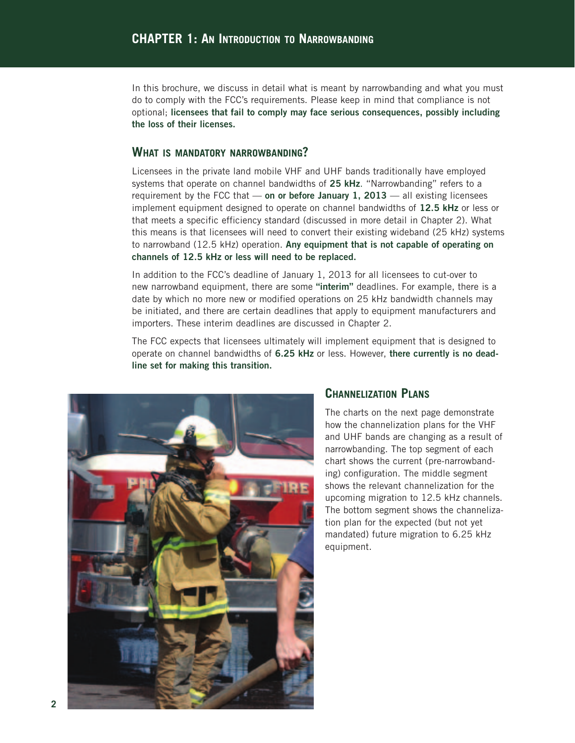# CHAPTER 1: An Introduction to Narrowbanding

In this brochure, we discuss in detail what is meant by narrowbanding and what you must do to comply with the FCC's requirements. Please keep in mind that compliance is not optional; **licensees that fail to comply may face serious consequences, possibly including the loss of their licenses.**

## What is mandatory narrowbanding?

Licensees in the private land mobile VHF and UHF bands traditionally have employed systems that operate on channel bandwidths of **25 kHz**. "Narrowbanding" refers to a requirement by the FCC that — **on or before January 1, 2013** — all existing licensees implement equipment designed to operate on channel bandwidths of **12.5 kHz** or less or that meets a specific efficiency standard (discussed in more detail in Chapter 2). What this means is that licensees will need to convert their existing wideband (25 kHz) systems to narrowband (12.5 kHz) operation. **Any equipment that is not capable of operating on channels of 12.5 kHz or less will need to be replaced.**

In addition to the FCC's deadline of January 1, 2013 for all licensees to cut-over to new narrowband equipment, there are some **"interim"** deadlines. For example, there is a date by which no more new or modified operations on 25 kHz bandwidth channels may be initiated, and there are certain deadlines that apply to equipment manufacturers and importers. These interim deadlines are discussed in Chapter 2.

The FCC expects that licensees ultimately will implement equipment that is designed to operate on channel bandwidths of **6.25 kHz** or less. However, **there currently is no deadline set for making this transition.**

## Channelization Plans

The charts on the next page demonstrate how the channelization plans for the VHF and UHF bands are changing as a result of narrowbanding. The top segment of each chart shows the current (pre-narrowbanding) configuration. The middle segment shows the relevant channelization for the upcoming migration to 12.5 kHz channels. The bottom segment shows the channelization plan for the expected (but not yet mandated) future migration to 6.25 kHz equipment.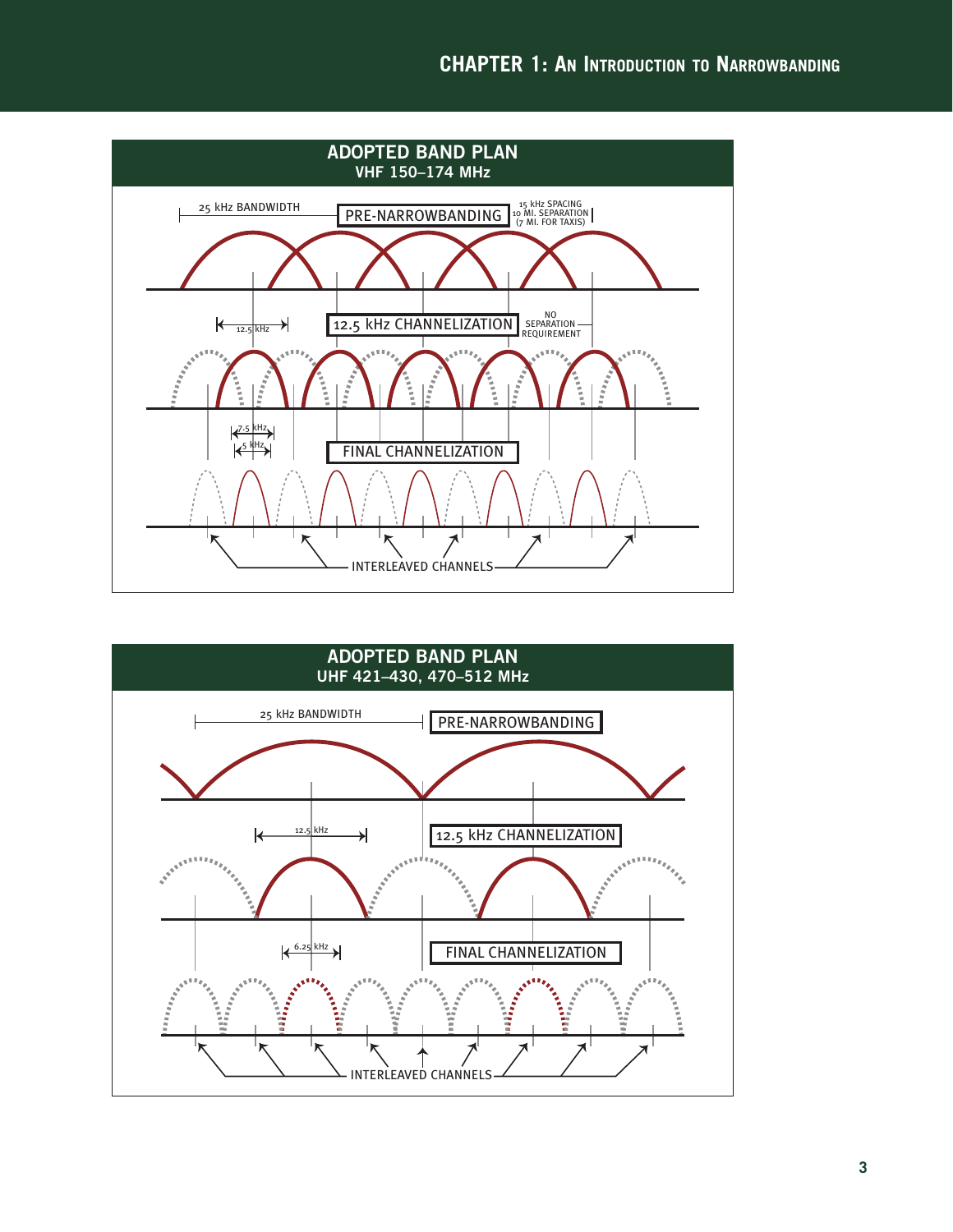## ADOPTED BAND PLAN
### VHF 150–174 MHz

25 kHz BANDWIDTH

PRE-NARROWBANDING

15 kHz SPACING
10 MI. SEPARATION
(7 MI. FOR TAXIS)

12.5 kHz

12.5 kHz CHANNELIZATION

NO SEPARATION REQUIREMENT

7.5 kHz

5 kHz

FINAL CHANNELIZATION

INTERLEAVED CHANNELS

## ADOPTED BAND PLAN
### UHF 421–430, 470–512 MHz

25 kHz BANDWIDTH

PRE-NARROWBANDING

12.5 kHz

12.5 kHz CHANNELIZATION

6.25 kHz

FINAL CHANNELIZATION

INTERLEAVED CHANNELS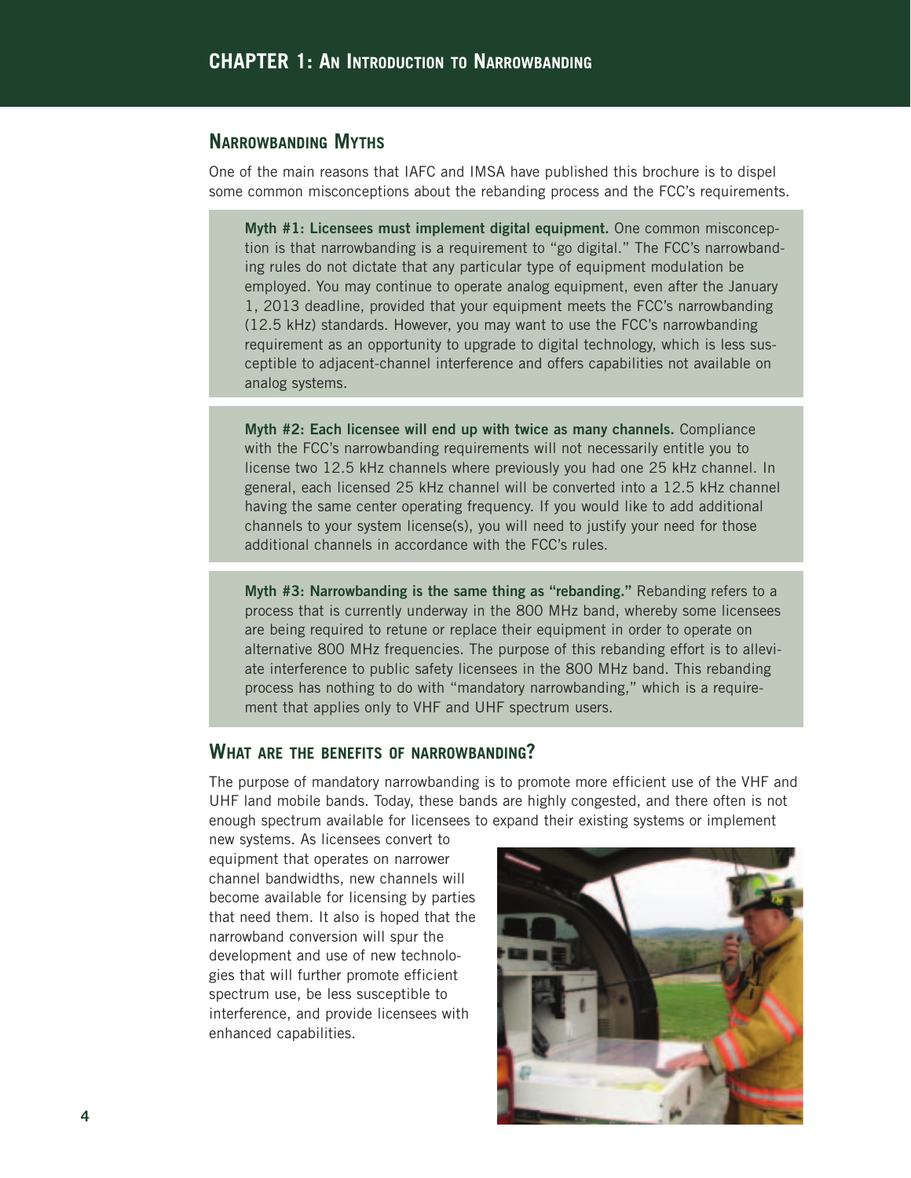## Narrowbanding Myths

One of the main reasons that IAFC and IMSA have published this brochure is to dispel some common misconceptions about the rebanding process and the FCC's requirements.

**Myth #1: Licensees must implement digital equipment.** One common misconception is that narrowbanding is a requirement to "go digital." The FCC's narrowbanding rules do not dictate that any particular type of equipment modulation be employed. You may continue to operate analog equipment, even after the January 1, 2013 deadline, provided that your equipment meets the FCC's narrowbanding (12.5 kHz) standards. However, you may want to use the FCC's narrowbanding requirement as an opportunity to upgrade to digital technology, which is less susceptible to adjacent-channel interference and offers capabilities not available on analog systems.

**Myth #2: Each licensee will end up with twice as many channels.** Compliance with the FCC's narrowbanding requirements will not necessarily entitle you to license two 12.5 kHz channels where previously you had one 25 kHz channel. In general, each licensed 25 kHz channel will be converted into a 12.5 kHz channel having the same center operating frequency. If you would like to add additional channels to your system license(s), you will need to justify your need for those additional channels in accordance with the FCC's rules.

**Myth #3: Narrowbanding is the same thing as "rebanding."** Rebanding refers to a process that is currently underway in the 800 MHz band, whereby some licensees are being required to retune or replace their equipment in order to operate on alternative 800 MHz frequencies. The purpose of this rebanding effort is to alleviate interference to public safety licensees in the 800 MHz band. This rebanding process has nothing to do with "mandatory narrowbanding," which is a requirement that applies only to VHF and UHF spectrum users.

## What are the benefits of narrowbanding?

The purpose of mandatory narrowbanding is to promote more efficient use of the VHF and UHF land mobile bands. Today, these bands are highly congested, and there often is not enough spectrum available for licensees to expand their existing systems or implement new systems. As licensees convert to equipment that operates on narrower channel bandwidths, new channels will become available for licensing by parties that need them. It also is hoped that the narrowband conversion will spur the development and use of new technologies that will further promote efficient spectrum use, be less susceptible to interference, and provide licensees with enhanced capabilities.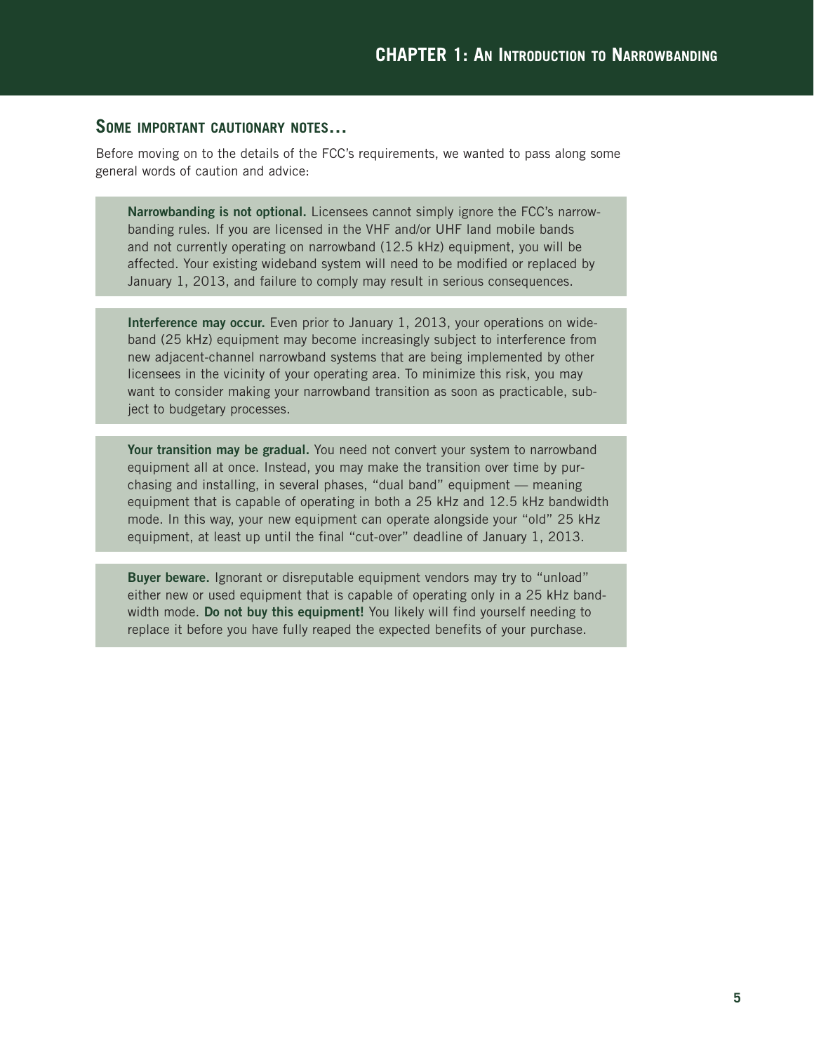## Some important cautionary notes...

Before moving on to the details of the FCC's requirements, we wanted to pass along some general words of caution and advice:

**Narrowbanding is not optional.** Licensees cannot simply ignore the FCC's narrowbanding rules. If you are licensed in the VHF and/or UHF land mobile bands and not currently operating on narrowband (12.5 kHz) equipment, you will be affected. Your existing wideband system will need to be modified or replaced by January 1, 2013, and failure to comply may result in serious consequences.

**Interference may occur.** Even prior to January 1, 2013, your operations on wideband (25 kHz) equipment may become increasingly subject to interference from new adjacent-channel narrowband systems that are being implemented by other licensees in the vicinity of your operating area. To minimize this risk, you may want to consider making your narrowband transition as soon as practicable, subject to budgetary processes.

**Your transition may be gradual.** You need not convert your system to narrowband equipment all at once. Instead, you may make the transition over time by purchasing and installing, in several phases, "dual band" equipment — meaning equipment that is capable of operating in both a 25 kHz and 12.5 kHz bandwidth mode. In this way, your new equipment can operate alongside your "old" 25 kHz equipment, at least up until the final "cut-over" deadline of January 1, 2013.

**Buyer beware.** Ignorant or disreputable equipment vendors may try to "unload" either new or used equipment that is capable of operating only in a 25 kHz bandwidth mode. **Do not buy this equipment!** You likely will find yourself needing to replace it before you have fully reaped the expected benefits of your purchase.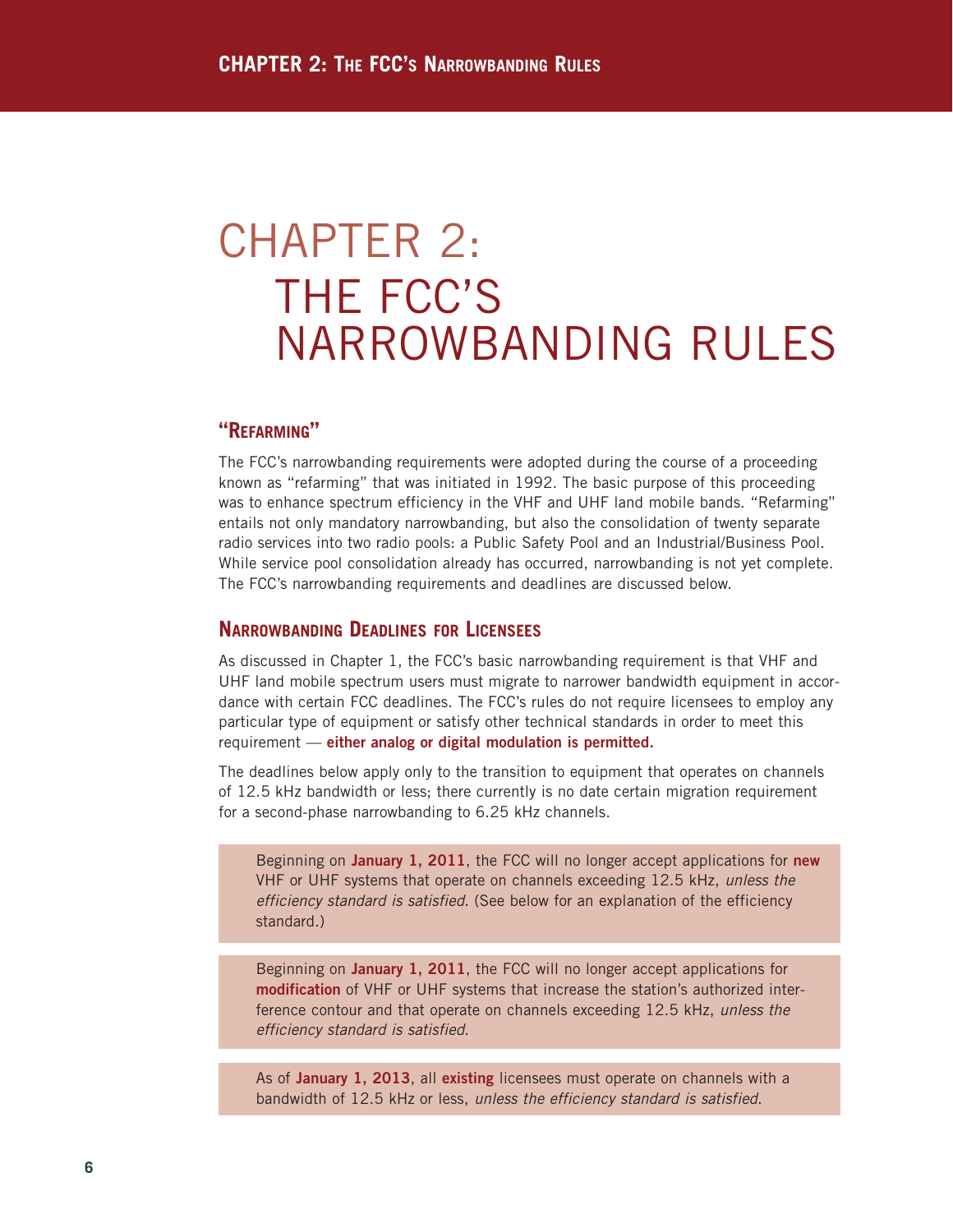# CHAPTER 2: THE FCC'S NARROWBANDING RULES

## "Refarming"

The FCC's narrowbanding requirements were adopted during the course of a proceeding known as "refarming" that was initiated in 1992. The basic purpose of this proceeding was to enhance spectrum efficiency in the VHF and UHF land mobile bands. "Refarming" entails not only mandatory narrowbanding, but also the consolidation of twenty separate radio services into two radio pools: a Public Safety Pool and an Industrial/Business Pool. While service pool consolidation already has occurred, narrowbanding is not yet complete. The FCC's narrowbanding requirements and deadlines are discussed below.

## Narrowbanding Deadlines for Licensees

As discussed in Chapter 1, the FCC's basic narrowbanding requirement is that VHF and UHF land mobile spectrum users must migrate to narrower bandwidth equipment in accordance with certain FCC deadlines. The FCC's rules do not require licensees to employ any particular type of equipment or satisfy other technical standards in order to meet this requirement — **either analog or digital modulation is permitted.**

The deadlines below apply only to the transition to equipment that operates on channels of 12.5 kHz bandwidth or less; there currently is no date certain migration requirement for a second-phase narrowbanding to 6.25 kHz channels.

> Beginning on **January 1, 2011**, the FCC will no longer accept applications for **new** VHF or UHF systems that operate on channels exceeding 12.5 kHz, *unless the efficiency standard is satisfied*. (See below for an explanation of the efficiency standard.)

> Beginning on **January 1, 2011**, the FCC will no longer accept applications for **modification** of VHF or UHF systems that increase the station's authorized interference contour and that operate on channels exceeding 12.5 kHz, *unless the efficiency standard is satisfied*.

> As of **January 1, 2013**, all **existing** licensees must operate on channels with a bandwidth of 12.5 kHz or less, *unless the efficiency standard is satisfied*.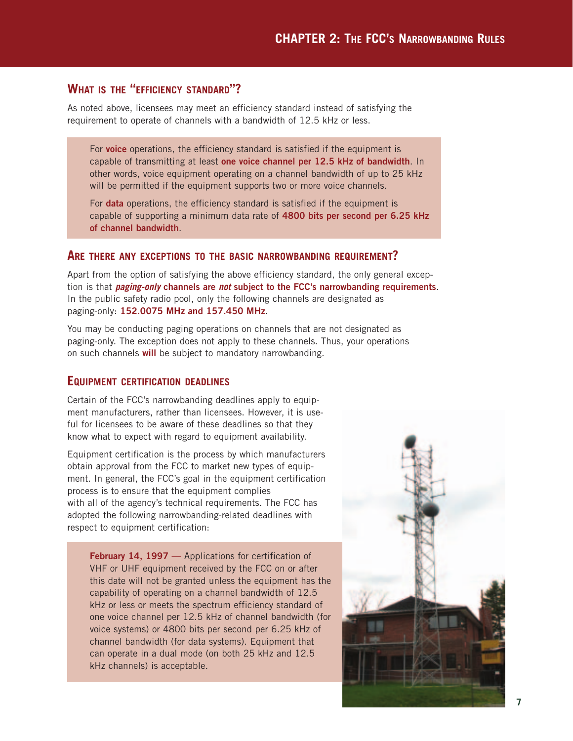## What is the "efficiency standard"?

As noted above, licensees may meet an efficiency standard instead of satisfying the requirement to operate of channels with a bandwidth of 12.5 kHz or less.

> For **voice** operations, the efficiency standard is satisfied if the equipment is capable of transmitting at least **one voice channel per 12.5 kHz of bandwidth**. In other words, voice equipment operating on a channel bandwidth of up to 25 kHz will be permitted if the equipment supports two or more voice channels.
>
> For **data** operations, the efficiency standard is satisfied if the equipment is capable of supporting a minimum data rate of **4800 bits per second per 6.25 kHz of channel bandwidth**.

## Are there any exceptions to the basic narrowbanding requirement?

Apart from the option of satisfying the above efficiency standard, the only general exception is that ***paging-only*** **channels are** ***not*** **subject to the FCC's narrowbanding requirements**. In the public safety radio pool, only the following channels are designated as paging-only: **152.0075 MHz and 157.450 MHz**.

You may be conducting paging operations on channels that are not designated as paging-only. The exception does not apply to these channels. Thus, your operations on such channels **will** be subject to mandatory narrowbanding.

## Equipment certification deadlines

Certain of the FCC's narrowbanding deadlines apply to equipment manufacturers, rather than licensees. However, it is useful for licensees to be aware of these deadlines so that they know what to expect with regard to equipment availability.

Equipment certification is the process by which manufacturers obtain approval from the FCC to market new types of equipment. In general, the FCC's goal in the equipment certification process is to ensure that the equipment complies with all of the agency's technical requirements. The FCC has adopted the following narrowbanding-related deadlines with respect to equipment certification:

> **February 14, 1997 —** Applications for certification of VHF or UHF equipment received by the FCC on or after this date will not be granted unless the equipment has the capability of operating on a channel bandwidth of 12.5 kHz or less or meets the spectrum efficiency standard of one voice channel per 12.5 kHz of channel bandwidth (for voice systems) or 4800 bits per second per 6.25 kHz of channel bandwidth (for data systems). Equipment that can operate in a dual mode (on both 25 kHz and 12.5 kHz channels) is acceptable.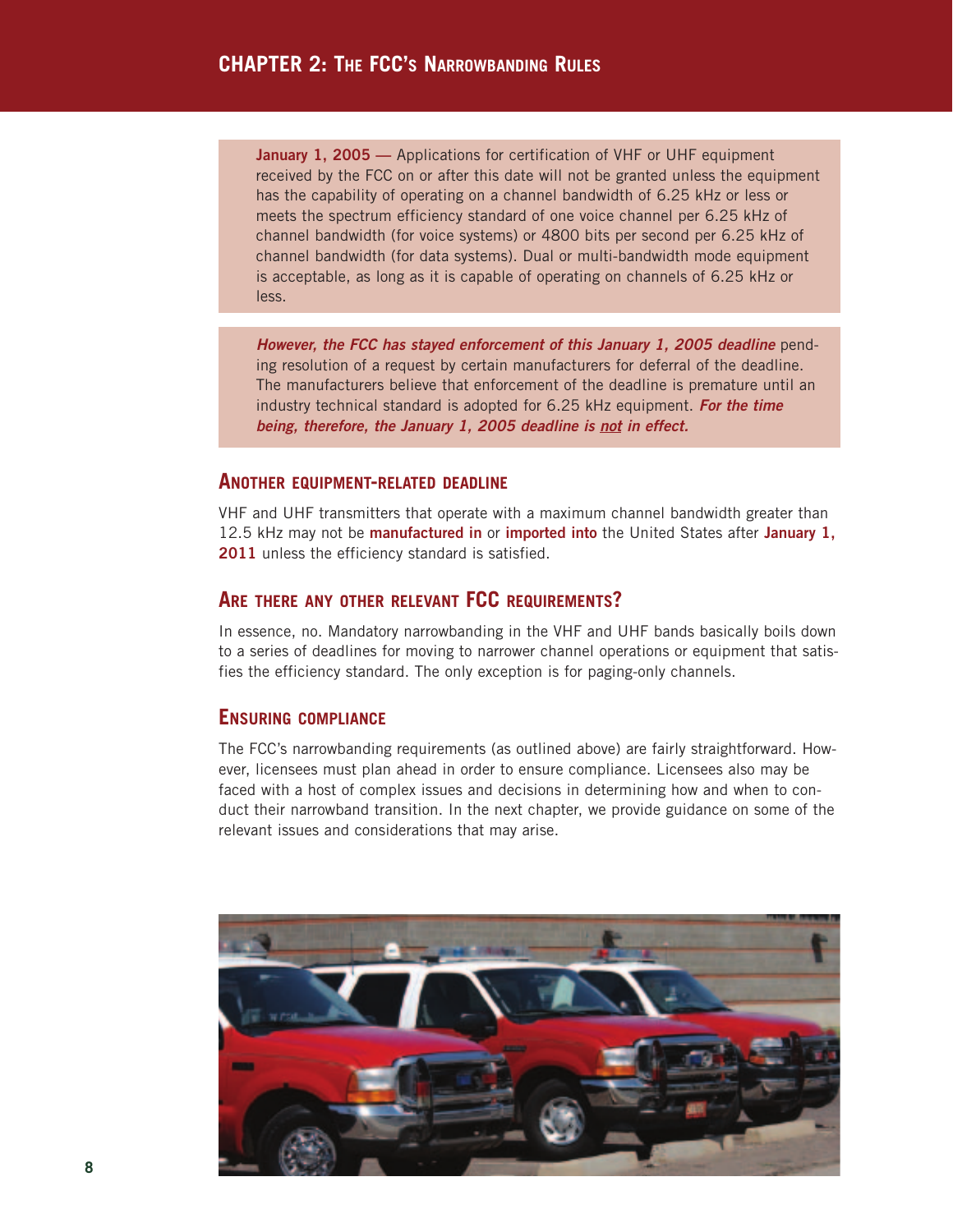**January 1, 2005** — Applications for certification of VHF or UHF equipment received by the FCC on or after this date will not be granted unless the equipment has the capability of operating on a channel bandwidth of 6.25 kHz or less or meets the spectrum efficiency standard of one voice channel per 6.25 kHz of channel bandwidth (for voice systems) or 4800 bits per second per 6.25 kHz of channel bandwidth (for data systems). Dual or multi-bandwidth mode equipment is acceptable, as long as it is capable of operating on channels of 6.25 kHz or less.

***However, the FCC has stayed enforcement of this January 1, 2005 deadline*** pending resolution of a request by certain manufacturers for deferral of the deadline. The manufacturers believe that enforcement of the deadline is premature until an industry technical standard is adopted for 6.25 kHz equipment. ***For the time being, therefore, the January 1, 2005 deadline is not in effect.***

## Another equipment-related deadline

VHF and UHF transmitters that operate with a maximum channel bandwidth greater than 12.5 kHz may not be **manufactured in** or **imported into** the United States after **January 1, 2011** unless the efficiency standard is satisfied.

## Are there any other relevant FCC requirements?

In essence, no. Mandatory narrowbanding in the VHF and UHF bands basically boils down to a series of deadlines for moving to narrower channel operations or equipment that satisfies the efficiency standard. The only exception is for paging-only channels.

## Ensuring compliance

The FCC's narrowbanding requirements (as outlined above) are fairly straightforward. However, licensees must plan ahead in order to ensure compliance. Licensees also may be faced with a host of complex issues and decisions in determining how and when to conduct their narrowband transition. In the next chapter, we provide guidance on some of the relevant issues and considerations that may arise.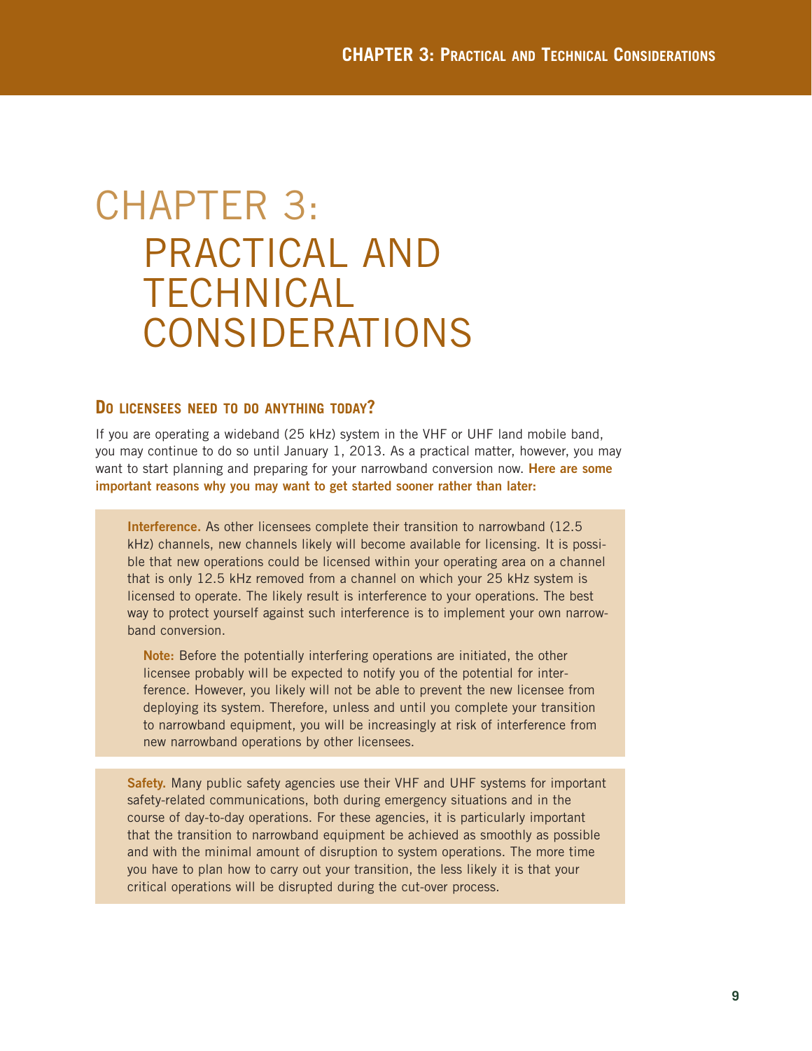# CHAPTER 3: PRACTICAL AND TECHNICAL CONSIDERATIONS

## Do licensees need to do anything today?

If you are operating a wideband (25 kHz) system in the VHF or UHF land mobile band, you may continue to do so until January 1, 2013. As a practical matter, however, you may want to start planning and preparing for your narrowband conversion now. **Here are some important reasons why you may want to get started sooner rather than later:**

**Interference.** As other licensees complete their transition to narrowband (12.5 kHz) channels, new channels likely will become available for licensing. It is possible that new operations could be licensed within your operating area on a channel that is only 12.5 kHz removed from a channel on which your 25 kHz system is licensed to operate. The likely result is interference to your operations. The best way to protect yourself against such interference is to implement your own narrowband conversion.

**Note:** Before the potentially interfering operations are initiated, the other licensee probably will be expected to notify you of the potential for interference. However, you likely will not be able to prevent the new licensee from deploying its system. Therefore, unless and until you complete your transition to narrowband equipment, you will be increasingly at risk of interference from new narrowband operations by other licensees.

**Safety.** Many public safety agencies use their VHF and UHF systems for important safety-related communications, both during emergency situations and in the course of day-to-day operations. For these agencies, it is particularly important that the transition to narrowband equipment be achieved as smoothly as possible and with the minimal amount of disruption to system operations. The more time you have to plan how to carry out your transition, the less likely it is that your critical operations will be disrupted during the cut-over process.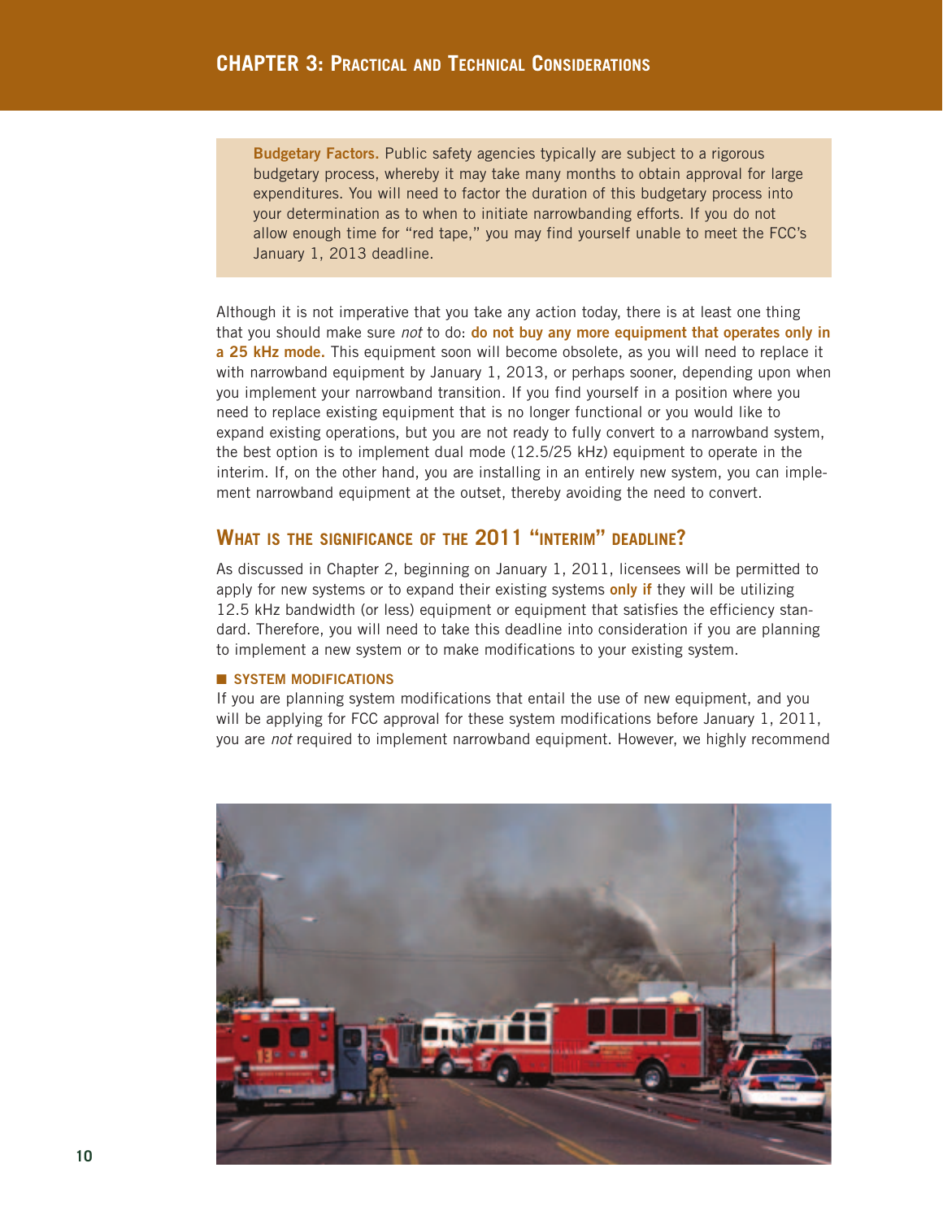**Budgetary Factors.** Public safety agencies typically are subject to a rigorous budgetary process, whereby it may take many months to obtain approval for large expenditures. You will need to factor the duration of this budgetary process into your determination as to when to initiate narrowbanding efforts. If you do not allow enough time for "red tape," you may find yourself unable to meet the FCC's January 1, 2013 deadline.

Although it is not imperative that you take any action today, there is at least one thing that you should make sure *not* to do: **do not buy any more equipment that operates only in a 25 kHz mode.** This equipment soon will become obsolete, as you will need to replace it with narrowband equipment by January 1, 2013, or perhaps sooner, depending upon when you implement your narrowband transition. If you find yourself in a position where you need to replace existing equipment that is no longer functional or you would like to expand existing operations, but you are not ready to fully convert to a narrowband system, the best option is to implement dual mode (12.5/25 kHz) equipment to operate in the interim. If, on the other hand, you are installing in an entirely new system, you can implement narrowband equipment at the outset, thereby avoiding the need to convert.

## What is the significance of the 2011 "interim" deadline?

As discussed in Chapter 2, beginning on January 1, 2011, licensees will be permitted to apply for new systems or to expand their existing systems **only if** they will be utilizing 12.5 kHz bandwidth (or less) equipment or equipment that satisfies the efficiency standard. Therefore, you will need to take this deadline into consideration if you are planning to implement a new system or to make modifications to your existing system.

### System Modifications

If you are planning system modifications that entail the use of new equipment, and you will be applying for FCC approval for these system modifications before January 1, 2011, you are *not* required to implement narrowband equipment. However, we highly recommend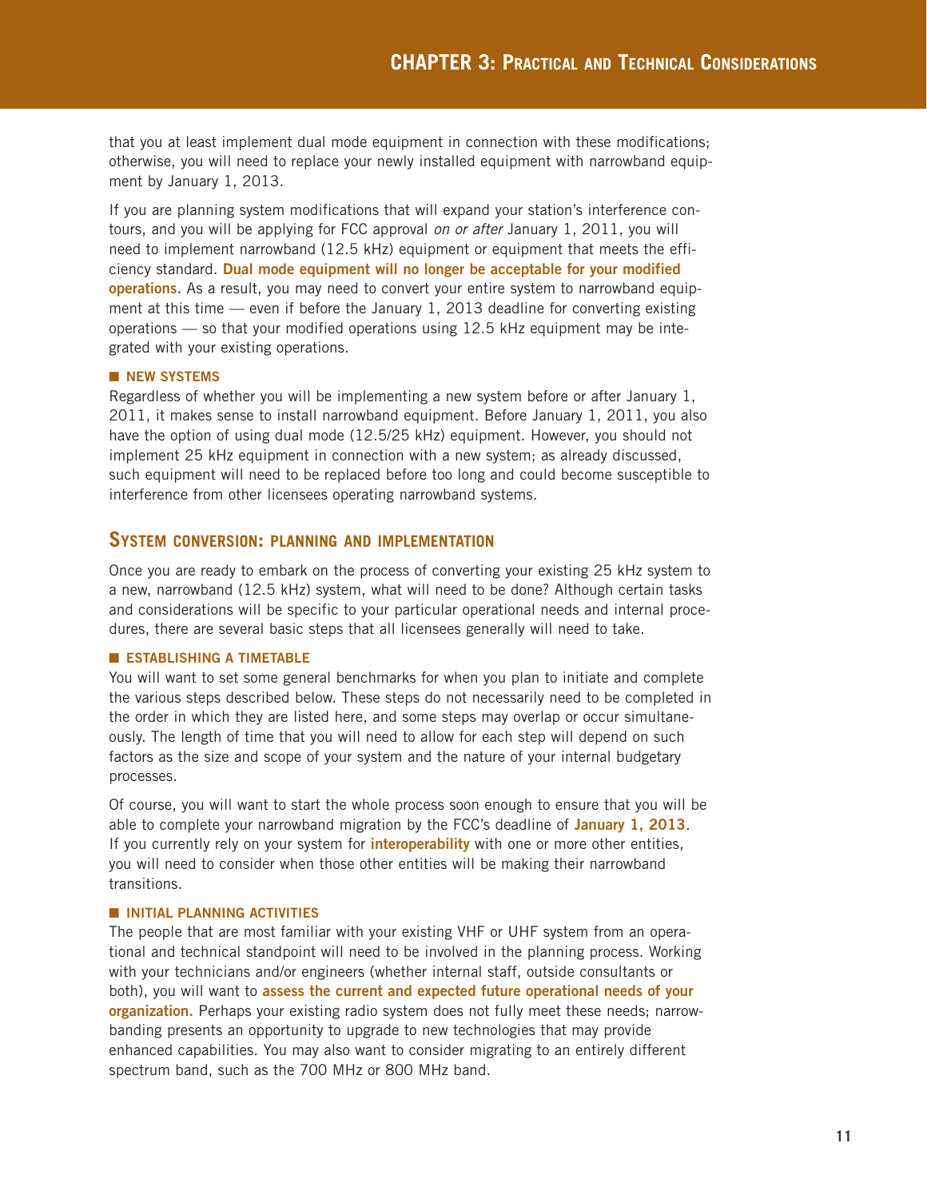that you at least implement dual mode equipment in connection with these modifications; otherwise, you will need to replace your newly installed equipment with narrowband equipment by January 1, 2013.

If you are planning system modifications that will expand your station's interference contours, and you will be applying for FCC approval *on or after* January 1, 2011, you will need to implement narrowband (12.5 kHz) equipment or equipment that meets the efficiency standard. **Dual mode equipment will no longer be acceptable for your modified operations.** As a result, you may need to convert your entire system to narrowband equipment at this time — even if before the January 1, 2013 deadline for converting existing operations — so that your modified operations using 12.5 kHz equipment may be integrated with your existing operations.

### NEW SYSTEMS

Regardless of whether you will be implementing a new system before or after January 1, 2011, it makes sense to install narrowband equipment. Before January 1, 2011, you also have the option of using dual mode (12.5/25 kHz) equipment. However, you should not implement 25 kHz equipment in connection with a new system; as already discussed, such equipment will need to be replaced before too long and could become susceptible to interference from other licensees operating narrowband systems.

## System conversion: planning and implementation

Once you are ready to embark on the process of converting your existing 25 kHz system to a new, narrowband (12.5 kHz) system, what will need to be done? Although certain tasks and considerations will be specific to your particular operational needs and internal procedures, there are several basic steps that all licensees generally will need to take.

### ESTABLISHING A TIMETABLE

You will want to set some general benchmarks for when you plan to initiate and complete the various steps described below. These steps do not necessarily need to be completed in the order in which they are listed here, and some steps may overlap or occur simultaneously. The length of time that you will need to allow for each step will depend on such factors as the size and scope of your system and the nature of your internal budgetary processes.

Of course, you will want to start the whole process soon enough to ensure that you will be able to complete your narrowband migration by the FCC's deadline of **January 1, 2013**. If you currently rely on your system for **interoperability** with one or more other entities, you will need to consider when those other entities will be making their narrowband transitions.

### INITIAL PLANNING ACTIVITIES

The people that are most familiar with your existing VHF or UHF system from an operational and technical standpoint will need to be involved in the planning process. Working with your technicians and/or engineers (whether internal staff, outside consultants or both), you will want to **assess the current and expected future operational needs of your organization.** Perhaps your existing radio system does not fully meet these needs; narrowbanding presents an opportunity to upgrade to new technologies that may provide enhanced capabilities. You may also want to consider migrating to an entirely different spectrum band, such as the 700 MHz or 800 MHz band.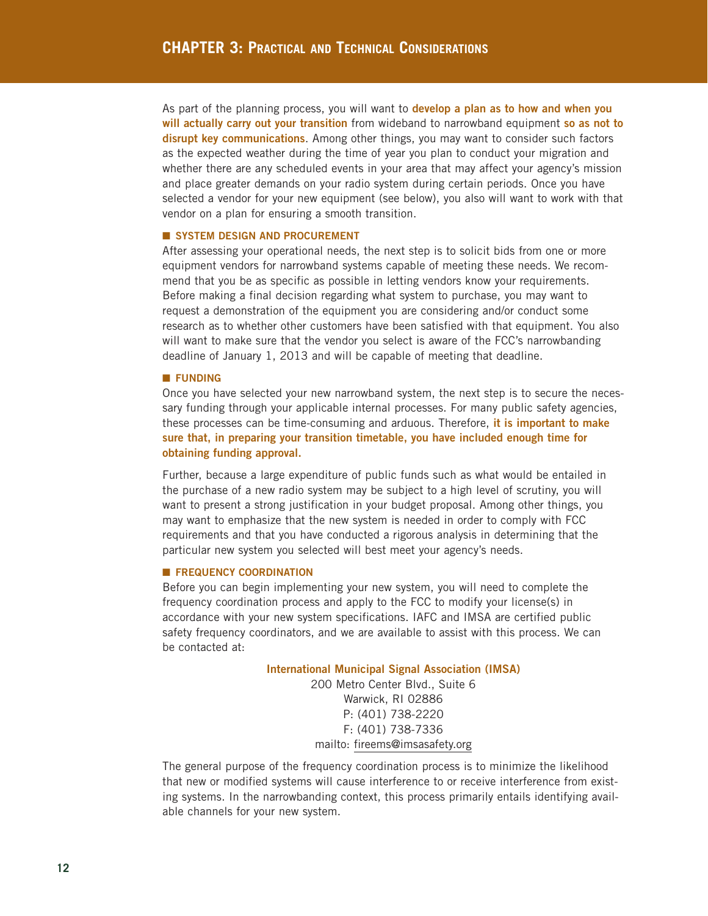As part of the planning process, you will want to **develop a plan as to how and when you will actually carry out your transition** from wideband to narrowband equipment **so as not to disrupt key communications**. Among other things, you may want to consider such factors as the expected weather during the time of year you plan to conduct your migration and whether there are any scheduled events in your area that may affect your agency's mission and place greater demands on your radio system during certain periods. Once you have selected a vendor for your new equipment (see below), you also will want to work with that vendor on a plan for ensuring a smooth transition.

### SYSTEM DESIGN AND PROCUREMENT

After assessing your operational needs, the next step is to solicit bids from one or more equipment vendors for narrowband systems capable of meeting these needs. We recommend that you be as specific as possible in letting vendors know your requirements. Before making a final decision regarding what system to purchase, you may want to request a demonstration of the equipment you are considering and/or conduct some research as to whether other customers have been satisfied with that equipment. You also will want to make sure that the vendor you select is aware of the FCC's narrowbanding deadline of January 1, 2013 and will be capable of meeting that deadline.

### FUNDING

Once you have selected your new narrowband system, the next step is to secure the necessary funding through your applicable internal processes. For many public safety agencies, these processes can be time-consuming and arduous. Therefore, **it is important to make sure that, in preparing your transition timetable, you have included enough time for obtaining funding approval.**

Further, because a large expenditure of public funds such as what would be entailed in the purchase of a new radio system may be subject to a high level of scrutiny, you will want to present a strong justification in your budget proposal. Among other things, you may want to emphasize that the new system is needed in order to comply with FCC requirements and that you have conducted a rigorous analysis in determining that the particular new system you selected will best meet your agency's needs.

### FREQUENCY COORDINATION

Before you can begin implementing your new system, you will need to complete the frequency coordination process and apply to the FCC to modify your license(s) in accordance with your new system specifications. IAFC and IMSA are certified public safety frequency coordinators, and we are available to assist with this process. We can be contacted at:

**International Municipal Signal Association (IMSA)**
200 Metro Center Blvd., Suite 6
Warwick, RI 02886
P: (401) 738-2220
F: (401) 738-7336
mailto: fireems@imsasafety.org

The general purpose of the frequency coordination process is to minimize the likelihood that new or modified systems will cause interference to or receive interference from existing systems. In the narrowbanding context, this process primarily entails identifying available channels for your new system.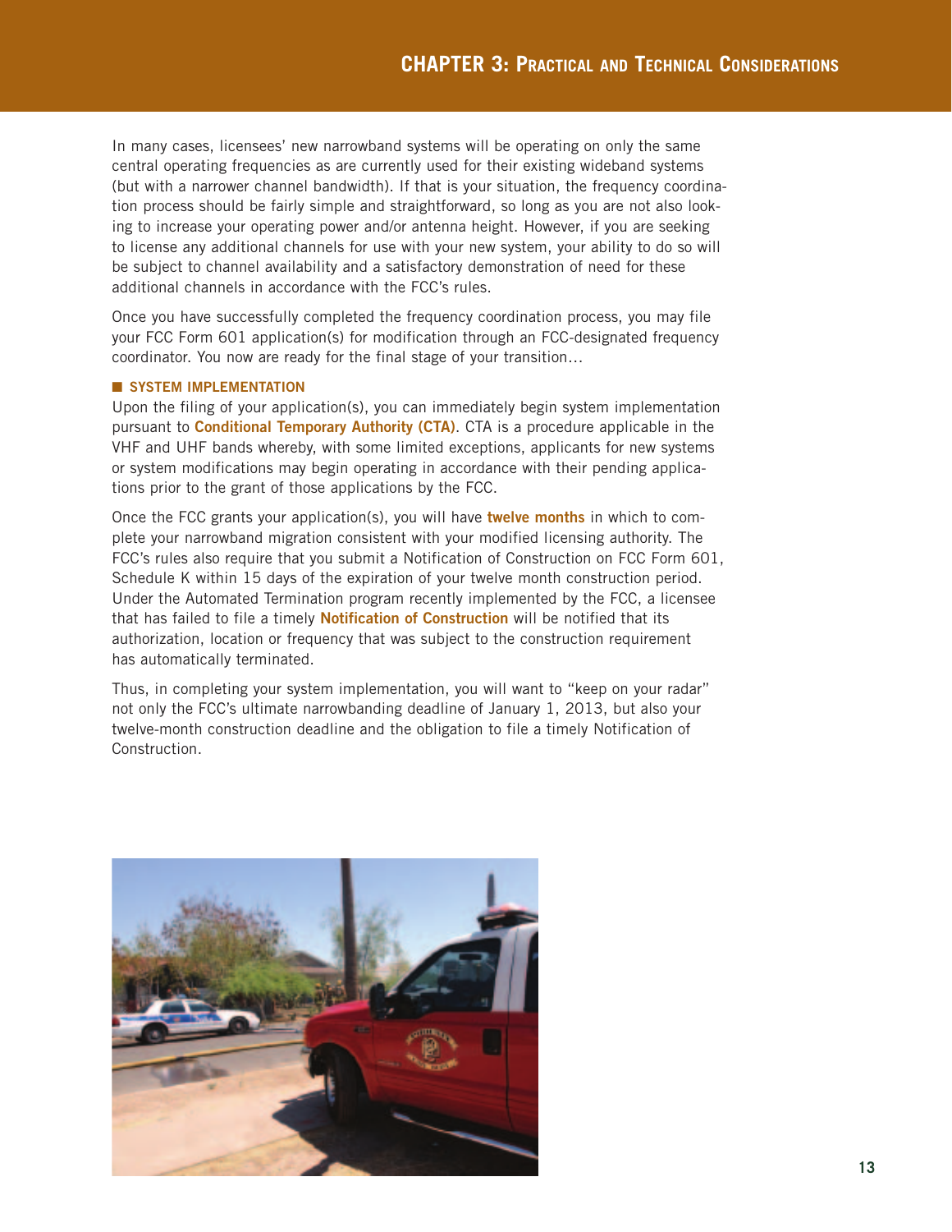In many cases, licensees' new narrowband systems will be operating on only the same central operating frequencies as are currently used for their existing wideband systems (but with a narrower channel bandwidth). If that is your situation, the frequency coordination process should be fairly simple and straightforward, so long as you are not also looking to increase your operating power and/or antenna height. However, if you are seeking to license any additional channels for use with your new system, your ability to do so will be subject to channel availability and a satisfactory demonstration of need for these additional channels in accordance with the FCC's rules.

Once you have successfully completed the frequency coordination process, you may file your FCC Form 601 application(s) for modification through an FCC-designated frequency coordinator. You now are ready for the final stage of your transition…

### SYSTEM IMPLEMENTATION

Upon the filing of your application(s), you can immediately begin system implementation pursuant to **Conditional Temporary Authority (CTA)**. CTA is a procedure applicable in the VHF and UHF bands whereby, with some limited exceptions, applicants for new systems or system modifications may begin operating in accordance with their pending applications prior to the grant of those applications by the FCC.

Once the FCC grants your application(s), you will have **twelve months** in which to complete your narrowband migration consistent with your modified licensing authority. The FCC's rules also require that you submit a Notification of Construction on FCC Form 601, Schedule K within 15 days of the expiration of your twelve month construction period. Under the Automated Termination program recently implemented by the FCC, a licensee that has failed to file a timely **Notification of Construction** will be notified that its authorization, location or frequency that was subject to the construction requirement has automatically terminated.

Thus, in completing your system implementation, you will want to "keep on your radar" not only the FCC's ultimate narrowbanding deadline of January 1, 2013, but also your twelve-month construction deadline and the obligation to file a timely Notification of Construction.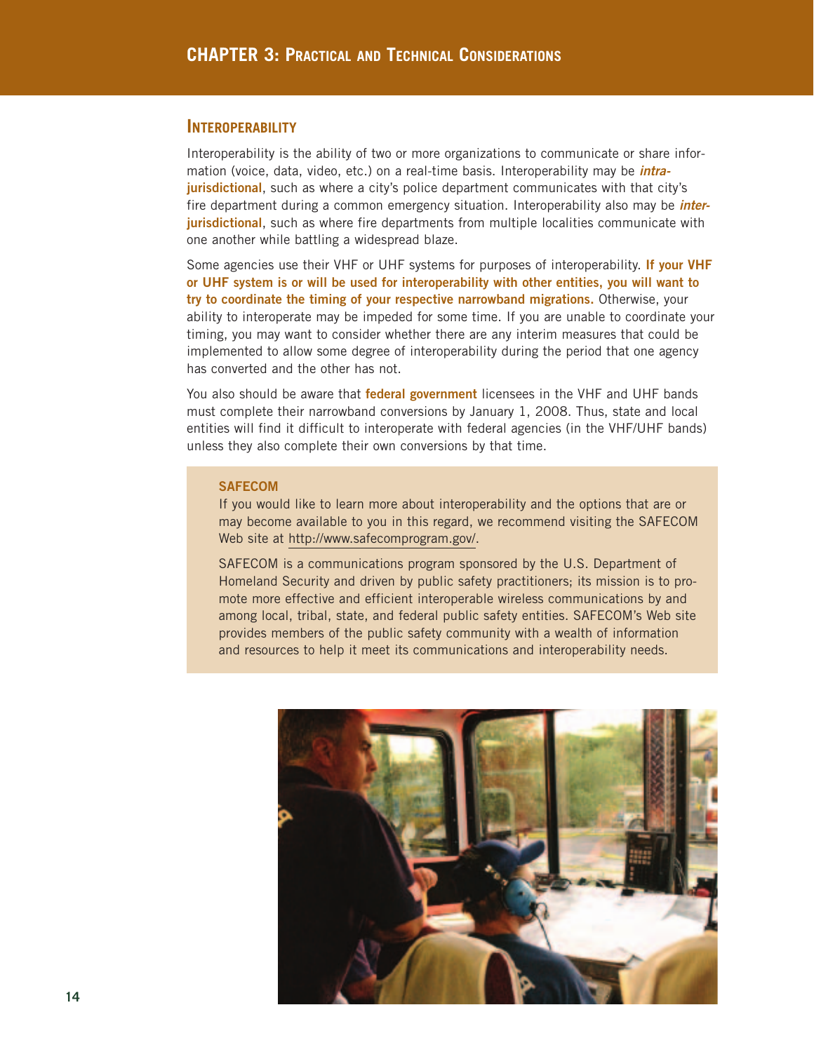## Interoperability

Interoperability is the ability of two or more organizations to communicate or share information (voice, data, video, etc.) on a real-time basis. Interoperability may be ***intra-*****jurisdictional**, such as where a city's police department communicates with that city's fire department during a common emergency situation. Interoperability also may be ***inter-*****jurisdictional**, such as where fire departments from multiple localities communicate with one another while battling a widespread blaze.

Some agencies use their VHF or UHF systems for purposes of interoperability. **If your VHF or UHF system is or will be used for interoperability with other entities, you will want to try to coordinate the timing of your respective narrowband migrations.** Otherwise, your ability to interoperate may be impeded for some time. If you are unable to coordinate your timing, you may want to consider whether there are any interim measures that could be implemented to allow some degree of interoperability during the period that one agency has converted and the other has not.

You also should be aware that **federal government** licensees in the VHF and UHF bands must complete their narrowband conversions by January 1, 2008. Thus, state and local entities will find it difficult to interoperate with federal agencies (in the VHF/UHF bands) unless they also complete their own conversions by that time.

**SAFECOM**

If you would like to learn more about interoperability and the options that are or may become available to you in this regard, we recommend visiting the SAFECOM Web site at http://www.safecomprogram.gov/.

SAFECOM is a communications program sponsored by the U.S. Department of Homeland Security and driven by public safety practitioners; its mission is to promote more effective and efficient interoperable wireless communications by and among local, tribal, state, and federal public safety entities. SAFECOM's Web site provides members of the public safety community with a wealth of information and resources to help it meet its communications and interoperability needs.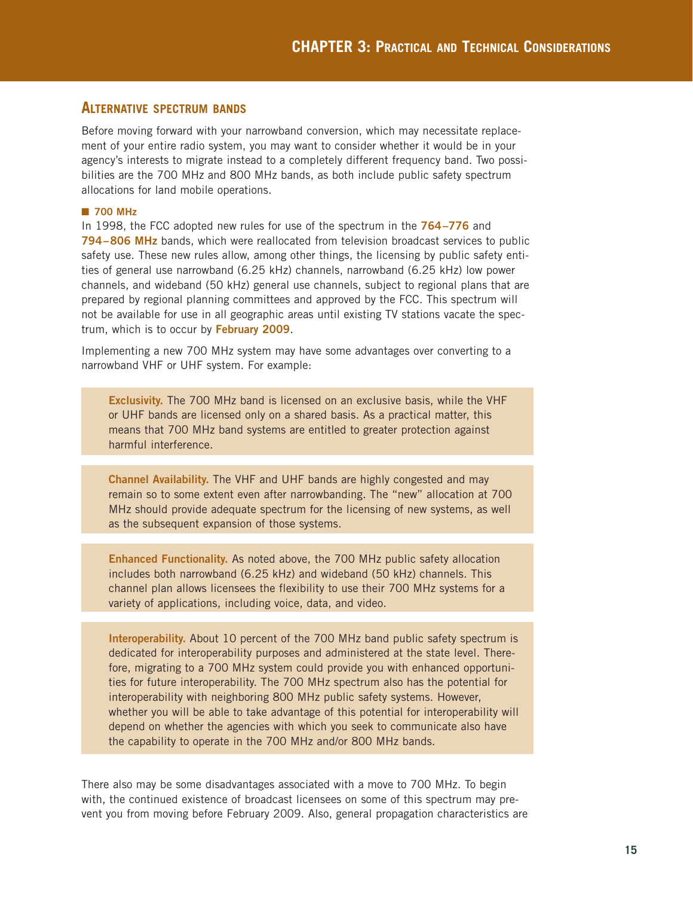## Alternative spectrum bands

Before moving forward with your narrowband conversion, which may necessitate replacement of your entire radio system, you may want to consider whether it would be in your agency's interests to migrate instead to a completely different frequency band. Two possibilities are the 700 MHz and 800 MHz bands, as both include public safety spectrum allocations for land mobile operations.

### 700 MHz

In 1998, the FCC adopted new rules for use of the spectrum in the **764–776** and **794–806 MHz** bands, which were reallocated from television broadcast services to public safety use. These new rules allow, among other things, the licensing by public safety entities of general use narrowband (6.25 kHz) channels, narrowband (6.25 kHz) low power channels, and wideband (50 kHz) general use channels, subject to regional plans that are prepared by regional planning committees and approved by the FCC. This spectrum will not be available for use in all geographic areas until existing TV stations vacate the spectrum, which is to occur by **February 2009**.

Implementing a new 700 MHz system may have some advantages over converting to a narrowband VHF or UHF system. For example:

> **Exclusivity.** The 700 MHz band is licensed on an exclusive basis, while the VHF or UHF bands are licensed only on a shared basis. As a practical matter, this means that 700 MHz band systems are entitled to greater protection against harmful interference.

> **Channel Availability.** The VHF and UHF bands are highly congested and may remain so to some extent even after narrowbanding. The "new" allocation at 700 MHz should provide adequate spectrum for the licensing of new systems, as well as the subsequent expansion of those systems.

> **Enhanced Functionality.** As noted above, the 700 MHz public safety allocation includes both narrowband (6.25 kHz) and wideband (50 kHz) channels. This channel plan allows licensees the flexibility to use their 700 MHz systems for a variety of applications, including voice, data, and video.

> **Interoperability.** About 10 percent of the 700 MHz band public safety spectrum is dedicated for interoperability purposes and administered at the state level. Therefore, migrating to a 700 MHz system could provide you with enhanced opportunities for future interoperability. The 700 MHz spectrum also has the potential for interoperability with neighboring 800 MHz public safety systems. However, whether you will be able to take advantage of this potential for interoperability will depend on whether the agencies with which you seek to communicate also have the capability to operate in the 700 MHz and/or 800 MHz bands.

There also may be some disadvantages associated with a move to 700 MHz. To begin with, the continued existence of broadcast licensees on some of this spectrum may prevent you from moving before February 2009. Also, general propagation characteristics are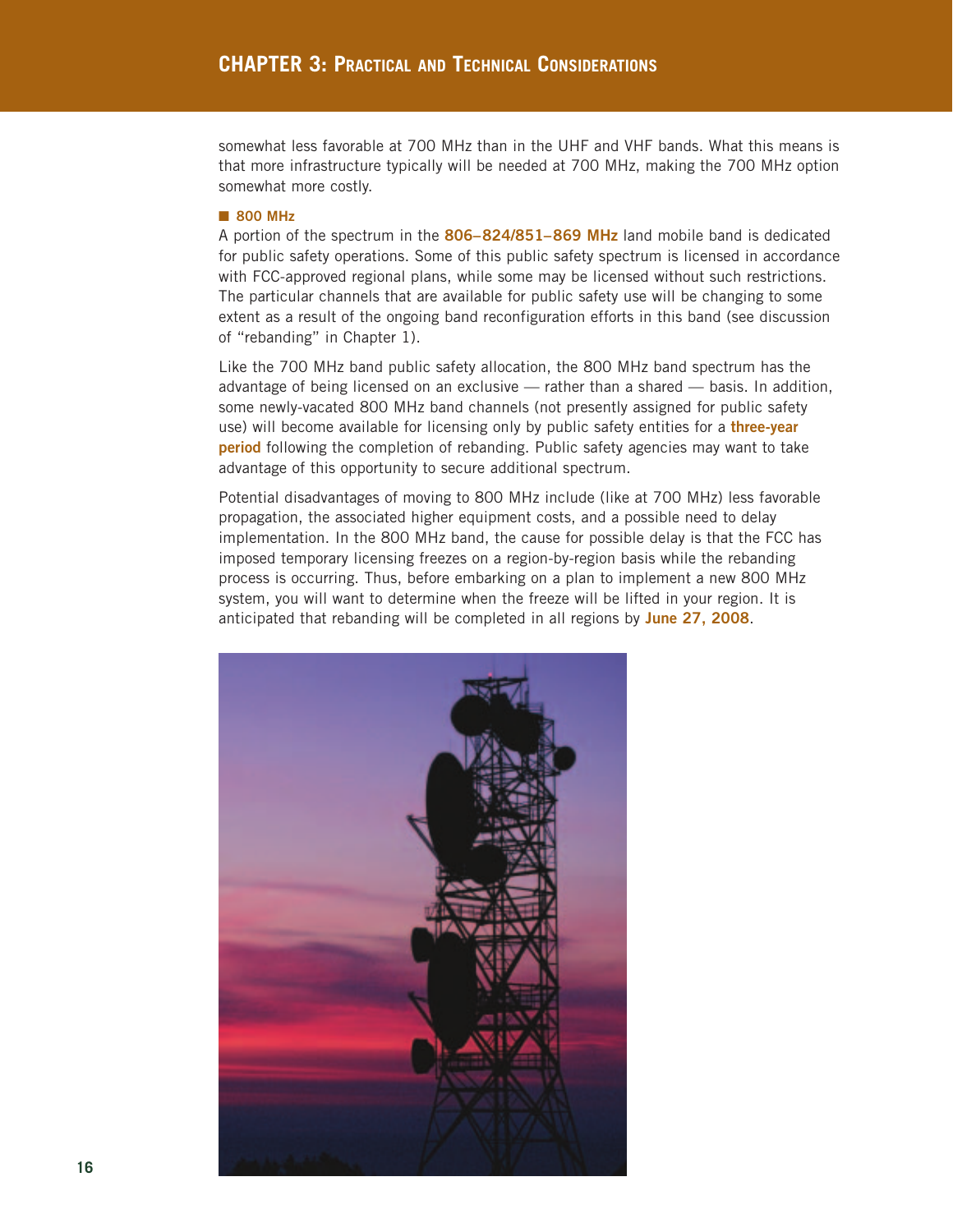somewhat less favorable at 700 MHz than in the UHF and VHF bands. What this means is that more infrastructure typically will be needed at 700 MHz, making the 700 MHz option somewhat more costly.

### 800 MHz

A portion of the spectrum in the **806–824/851–869 MHz** land mobile band is dedicated for public safety operations. Some of this public safety spectrum is licensed in accordance with FCC-approved regional plans, while some may be licensed without such restrictions. The particular channels that are available for public safety use will be changing to some extent as a result of the ongoing band reconfiguration efforts in this band (see discussion of "rebanding" in Chapter 1).

Like the 700 MHz band public safety allocation, the 800 MHz band spectrum has the advantage of being licensed on an exclusive — rather than a shared — basis. In addition, some newly-vacated 800 MHz band channels (not presently assigned for public safety use) will become available for licensing only by public safety entities for a **three-year period** following the completion of rebanding. Public safety agencies may want to take advantage of this opportunity to secure additional spectrum.

Potential disadvantages of moving to 800 MHz include (like at 700 MHz) less favorable propagation, the associated higher equipment costs, and a possible need to delay implementation. In the 800 MHz band, the cause for possible delay is that the FCC has imposed temporary licensing freezes on a region-by-region basis while the rebanding process is occurring. Thus, before embarking on a plan to implement a new 800 MHz system, you will want to determine when the freeze will be lifted in your region. It is anticipated that rebanding will be completed in all regions by **June 27, 2008**.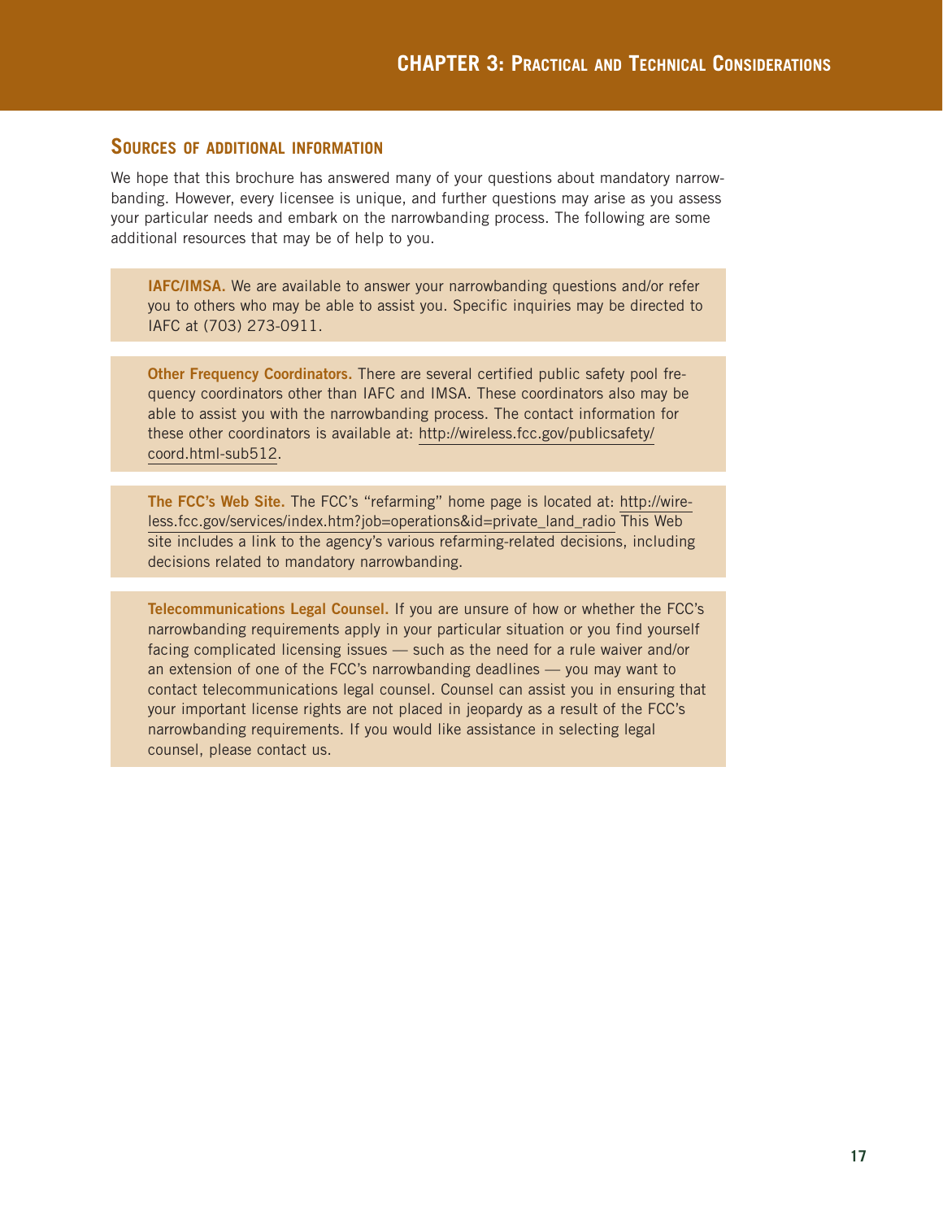## Sources of additional information

We hope that this brochure has answered many of your questions about mandatory narrowbanding. However, every licensee is unique, and further questions may arise as you assess your particular needs and embark on the narrowbanding process. The following are some additional resources that may be of help to you.

**IAFC/IMSA.** We are available to answer your narrowbanding questions and/or refer you to others who may be able to assist you. Specific inquiries may be directed to IAFC at (703) 273-0911.

**Other Frequency Coordinators.** There are several certified public safety pool frequency coordinators other than IAFC and IMSA. These coordinators also may be able to assist you with the narrowbanding process. The contact information for these other coordinators is available at: http://wireless.fcc.gov/publicsafety/coord.html-sub512.

**The FCC's Web Site.** The FCC's "refarming" home page is located at: http://wireless.fcc.gov/services/index.htm?job=operations&id=private_land_radio This Web site includes a link to the agency's various refarming-related decisions, including decisions related to mandatory narrowbanding.

**Telecommunications Legal Counsel.** If you are unsure of how or whether the FCC's narrowbanding requirements apply in your particular situation or you find yourself facing complicated licensing issues — such as the need for a rule waiver and/or an extension of one of the FCC's narrowbanding deadlines — you may want to contact telecommunications legal counsel. Counsel can assist you in ensuring that your important license rights are not placed in jeopardy as a result of the FCC's narrowbanding requirements. If you would like assistance in selecting legal counsel, please contact us.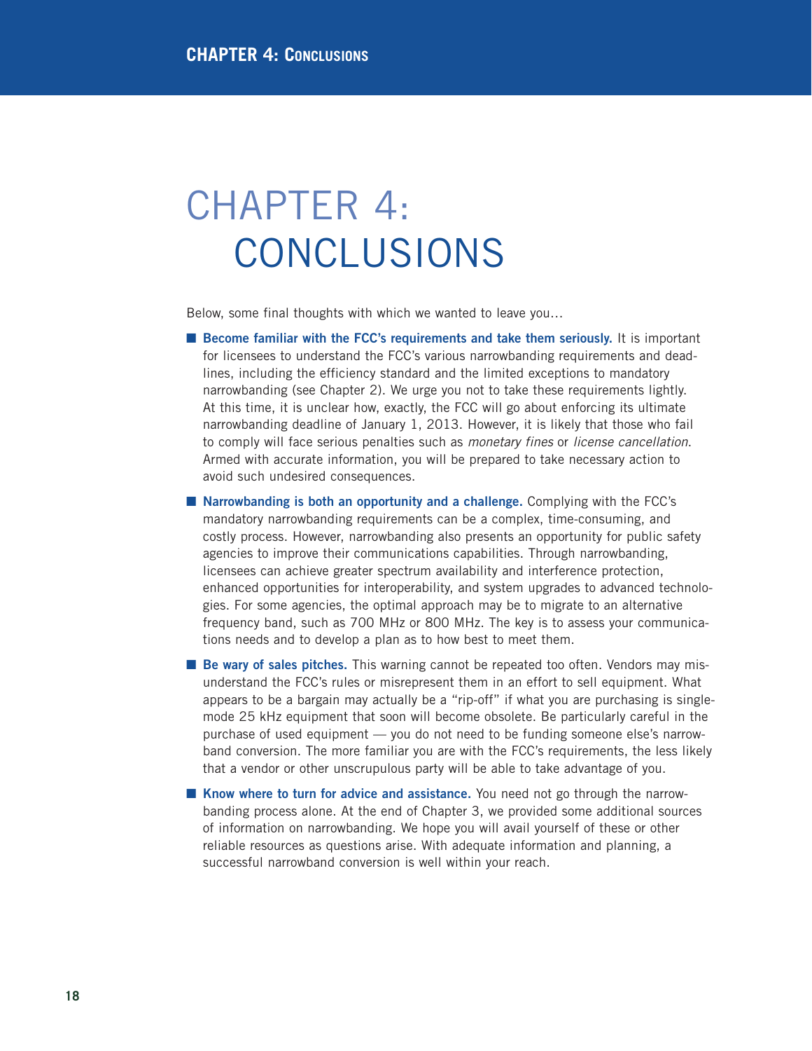# CHAPTER 4: CONCLUSIONS

Below, some final thoughts with which we wanted to leave you…

- **Become familiar with the FCC's requirements and take them seriously.** It is important for licensees to understand the FCC's various narrowbanding requirements and deadlines, including the efficiency standard and the limited exceptions to mandatory narrowbanding (see Chapter 2). We urge you not to take these requirements lightly. At this time, it is unclear how, exactly, the FCC will go about enforcing its ultimate narrowbanding deadline of January 1, 2013. However, it is likely that those who fail to comply will face serious penalties such as *monetary fines* or *license cancellation*. Armed with accurate information, you will be prepared to take necessary action to avoid such undesired consequences.

- **Narrowbanding is both an opportunity and a challenge.** Complying with the FCC's mandatory narrowbanding requirements can be a complex, time-consuming, and costly process. However, narrowbanding also presents an opportunity for public safety agencies to improve their communications capabilities. Through narrowbanding, licensees can achieve greater spectrum availability and interference protection, enhanced opportunities for interoperability, and system upgrades to advanced technologies. For some agencies, the optimal approach may be to migrate to an alternative frequency band, such as 700 MHz or 800 MHz. The key is to assess your communications needs and to develop a plan as to how best to meet them.

- **Be wary of sales pitches.** This warning cannot be repeated too often. Vendors may misunderstand the FCC's rules or misrepresent them in an effort to sell equipment. What appears to be a bargain may actually be a "rip-off" if what you are purchasing is single-mode 25 kHz equipment that soon will become obsolete. Be particularly careful in the purchase of used equipment — you do not need to be funding someone else's narrowband conversion. The more familiar you are with the FCC's requirements, the less likely that a vendor or other unscrupulous party will be able to take advantage of you.

- **Know where to turn for advice and assistance.** You need not go through the narrowbanding process alone. At the end of Chapter 3, we provided some additional sources of information on narrowbanding. We hope you will avail yourself of these or other reliable resources as questions arise. With adequate information and planning, a successful narrowband conversion is well within your reach.